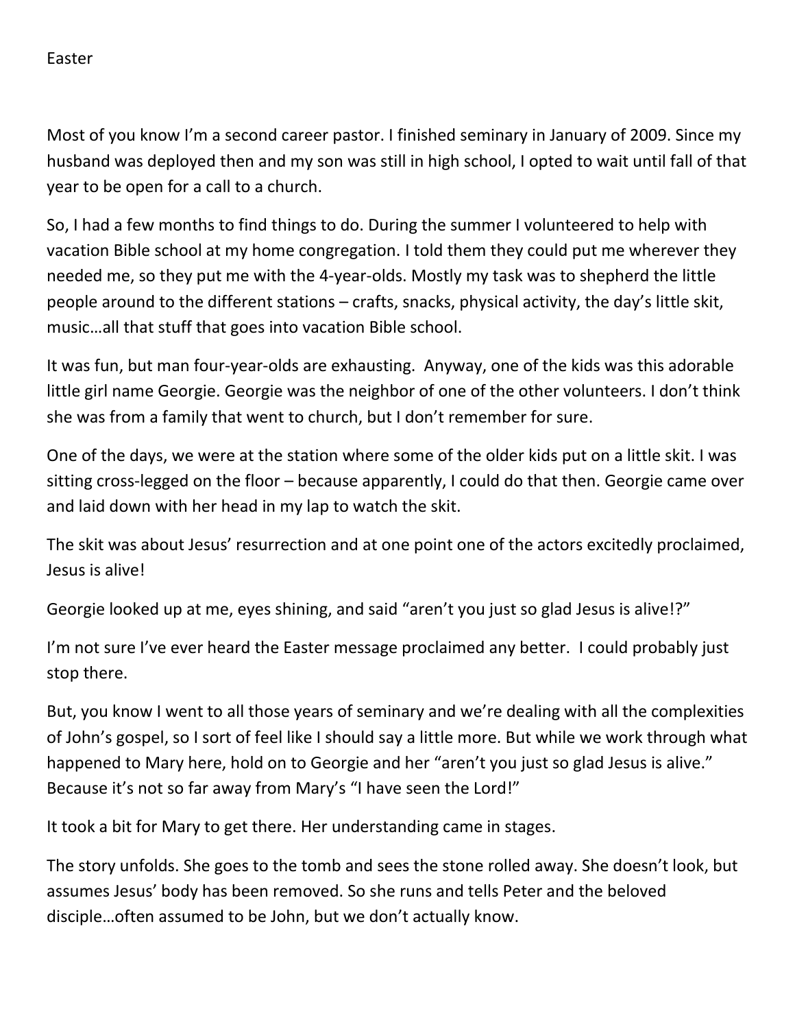# Easter

Most of you know I'm a second career pastor. I finished seminary in January of 2009. Since my husband was deployed then and my son was still in high school, I opted to wait until fall of that year to be open for a call to a church.

So, I had a few months to find things to do. During the summer I volunteered to help with vacation Bible school at my home congregation. I told them they could put me wherever they needed me, so they put me with the 4-year-olds. Mostly my task was to shepherd the little people around to the different stations – crafts, snacks, physical activity, the day's little skit, music…all that stuff that goes into vacation Bible school.

It was fun, but man four-year-olds are exhausting. Anyway, one of the kids was this adorable little girl name Georgie. Georgie was the neighbor of one of the other volunteers. I don't think she was from a family that went to church, but I don't remember for sure.

One of the days, we were at the station where some of the older kids put on a little skit. I was sitting cross-legged on the floor – because apparently, I could do that then. Georgie came over and laid down with her head in my lap to watch the skit.

The skit was about Jesus' resurrection and at one point one of the actors excitedly proclaimed, Jesus is alive!

Georgie looked up at me, eyes shining, and said "aren't you just so glad Jesus is alive!?"

I'm not sure I've ever heard the Easter message proclaimed any better. I could probably just stop there.

But, you know I went to all those years of seminary and we're dealing with all the complexities of John's gospel, so I sort of feel like I should say a little more. But while we work through what happened to Mary here, hold on to Georgie and her "aren't you just so glad Jesus is alive." Because it's not so far away from Mary's "I have seen the Lord!"

It took a bit for Mary to get there. Her understanding came in stages.

The story unfolds. She goes to the tomb and sees the stone rolled away. She doesn't look, but assumes Jesus' body has been removed. So she runs and tells Peter and the beloved disciple…often assumed to be John, but we don't actually know.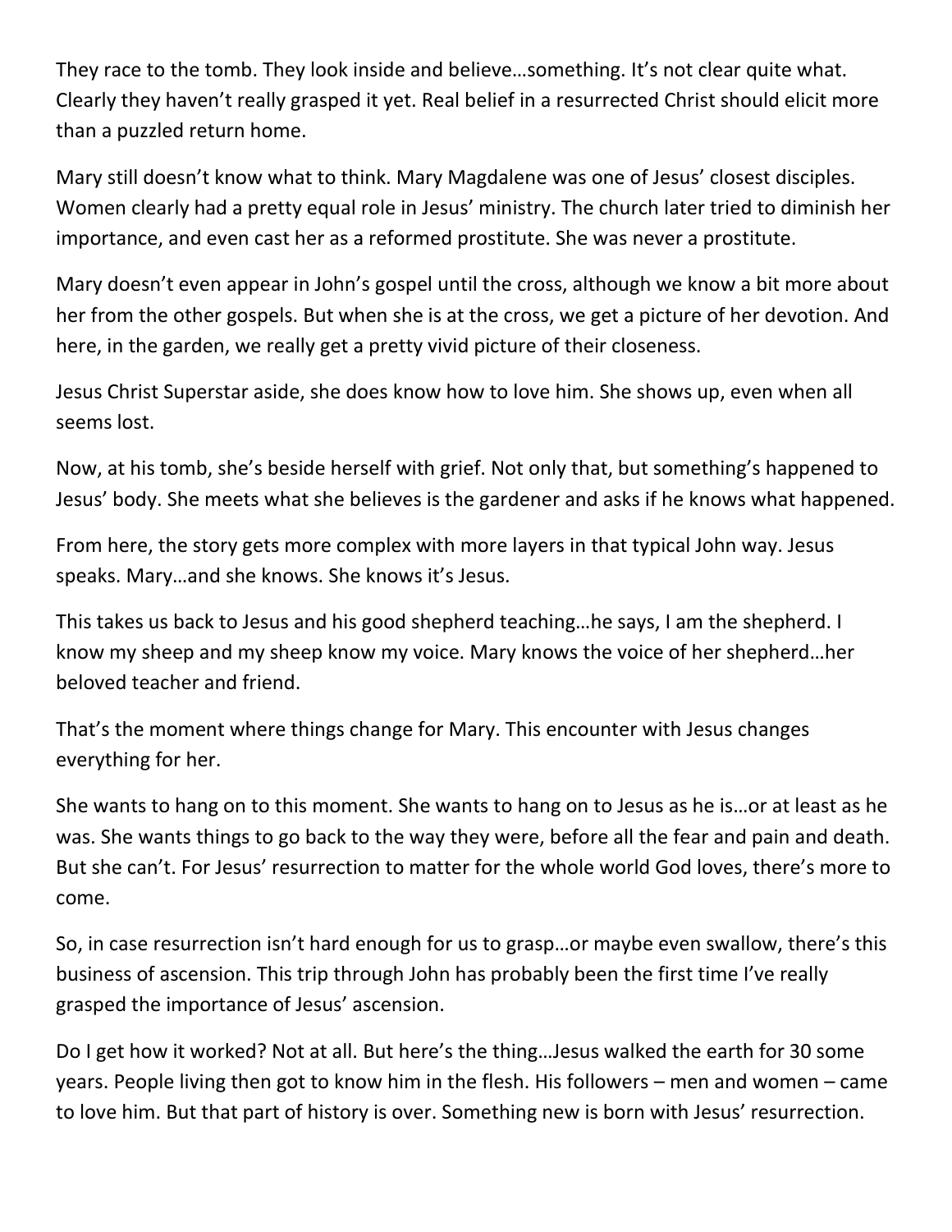They race to the tomb. They look inside and believe…something. It's not clear quite what. Clearly they haven't really grasped it yet. Real belief in a resurrected Christ should elicit more than a puzzled return home.

Mary still doesn't know what to think. Mary Magdalene was one of Jesus' closest disciples. Women clearly had a pretty equal role in Jesus' ministry. The church later tried to diminish her importance, and even cast her as a reformed prostitute. She was never a prostitute.

Mary doesn't even appear in John's gospel until the cross, although we know a bit more about her from the other gospels. But when she is at the cross, we get a picture of her devotion. And here, in the garden, we really get a pretty vivid picture of their closeness.

Jesus Christ Superstar aside, she does know how to love him. She shows up, even when all seems lost.

Now, at his tomb, she's beside herself with grief. Not only that, but something's happened to Jesus' body. She meets what she believes is the gardener and asks if he knows what happened.

From here, the story gets more complex with more layers in that typical John way. Jesus speaks. Mary…and she knows. She knows it's Jesus.

This takes us back to Jesus and his good shepherd teaching…he says, I am the shepherd. I know my sheep and my sheep know my voice. Mary knows the voice of her shepherd…her beloved teacher and friend.

That's the moment where things change for Mary. This encounter with Jesus changes everything for her.

She wants to hang on to this moment. She wants to hang on to Jesus as he is…or at least as he was. She wants things to go back to the way they were, before all the fear and pain and death. But she can't. For Jesus' resurrection to matter for the whole world God loves, there's more to come.

So, in case resurrection isn't hard enough for us to grasp…or maybe even swallow, there's this business of ascension. This trip through John has probably been the first time I've really grasped the importance of Jesus' ascension.

Do I get how it worked? Not at all. But here's the thing…Jesus walked the earth for 30 some years. People living then got to know him in the flesh. His followers – men and women – came to love him. But that part of history is over. Something new is born with Jesus' resurrection.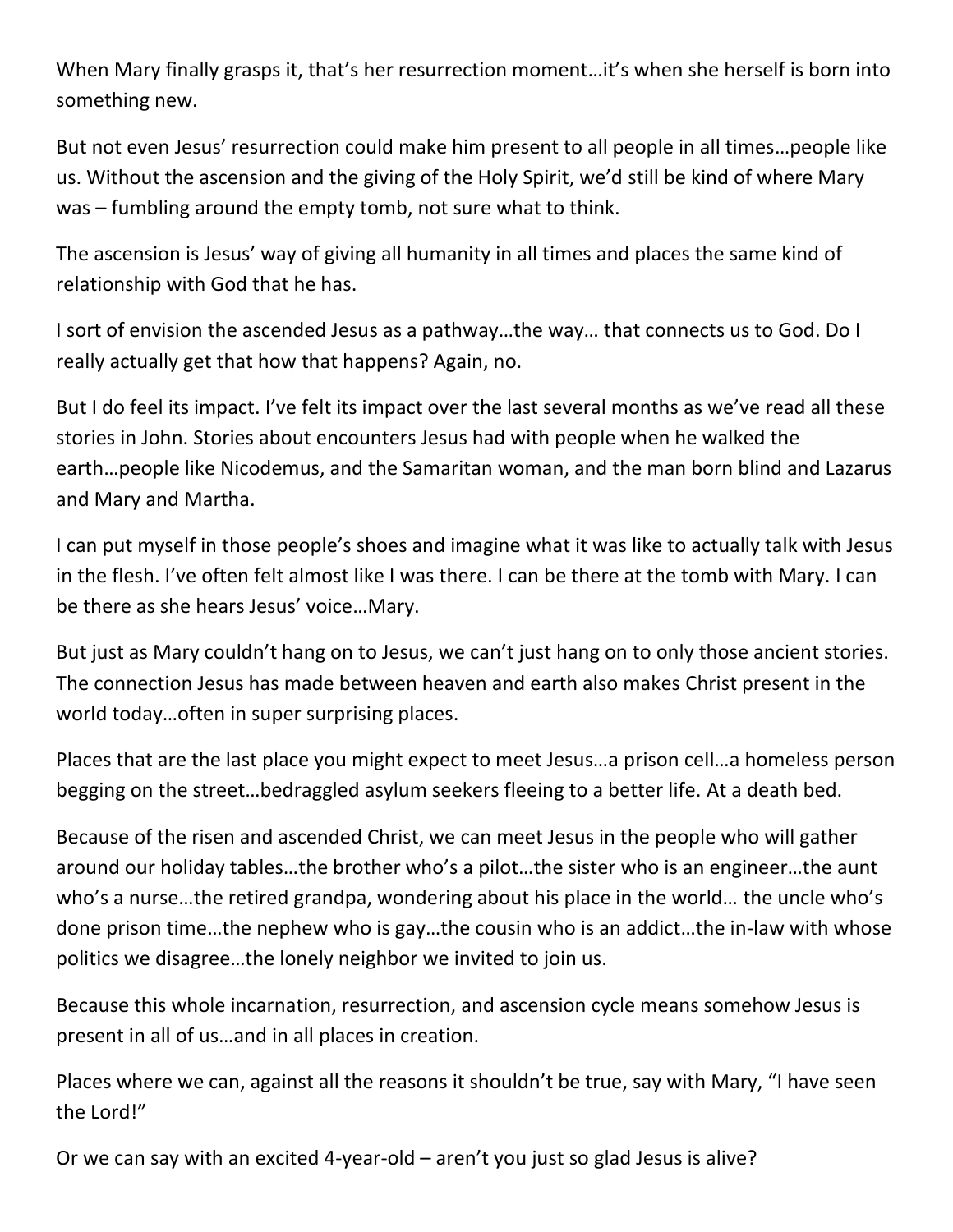When Mary finally grasps it, that's her resurrection moment…it's when she herself is born into something new.

But not even Jesus' resurrection could make him present to all people in all times…people like us. Without the ascension and the giving of the Holy Spirit, we'd still be kind of where Mary was – fumbling around the empty tomb, not sure what to think.

The ascension is Jesus' way of giving all humanity in all times and places the same kind of relationship with God that he has.

I sort of envision the ascended Jesus as a pathway…the way… that connects us to God. Do I really actually get that how that happens? Again, no.

But I do feel its impact. I've felt its impact over the last several months as we've read all these stories in John. Stories about encounters Jesus had with people when he walked the earth…people like Nicodemus, and the Samaritan woman, and the man born blind and Lazarus and Mary and Martha.

I can put myself in those people's shoes and imagine what it was like to actually talk with Jesus in the flesh. I've often felt almost like I was there. I can be there at the tomb with Mary. I can be there as she hears Jesus' voice…Mary.

But just as Mary couldn't hang on to Jesus, we can't just hang on to only those ancient stories. The connection Jesus has made between heaven and earth also makes Christ present in the world today…often in super surprising places.

Places that are the last place you might expect to meet Jesus…a prison cell…a homeless person begging on the street…bedraggled asylum seekers fleeing to a better life. At a death bed.

Because of the risen and ascended Christ, we can meet Jesus in the people who will gather around our holiday tables…the brother who's a pilot…the sister who is an engineer…the aunt who's a nurse…the retired grandpa, wondering about his place in the world… the uncle who's done prison time…the nephew who is gay…the cousin who is an addict…the in-law with whose politics we disagree…the lonely neighbor we invited to join us.

Because this whole incarnation, resurrection, and ascension cycle means somehow Jesus is present in all of us…and in all places in creation.

Places where we can, against all the reasons it shouldn't be true, say with Mary, "I have seen the Lord!"

Or we can say with an excited 4-year-old – aren't you just so glad Jesus is alive?